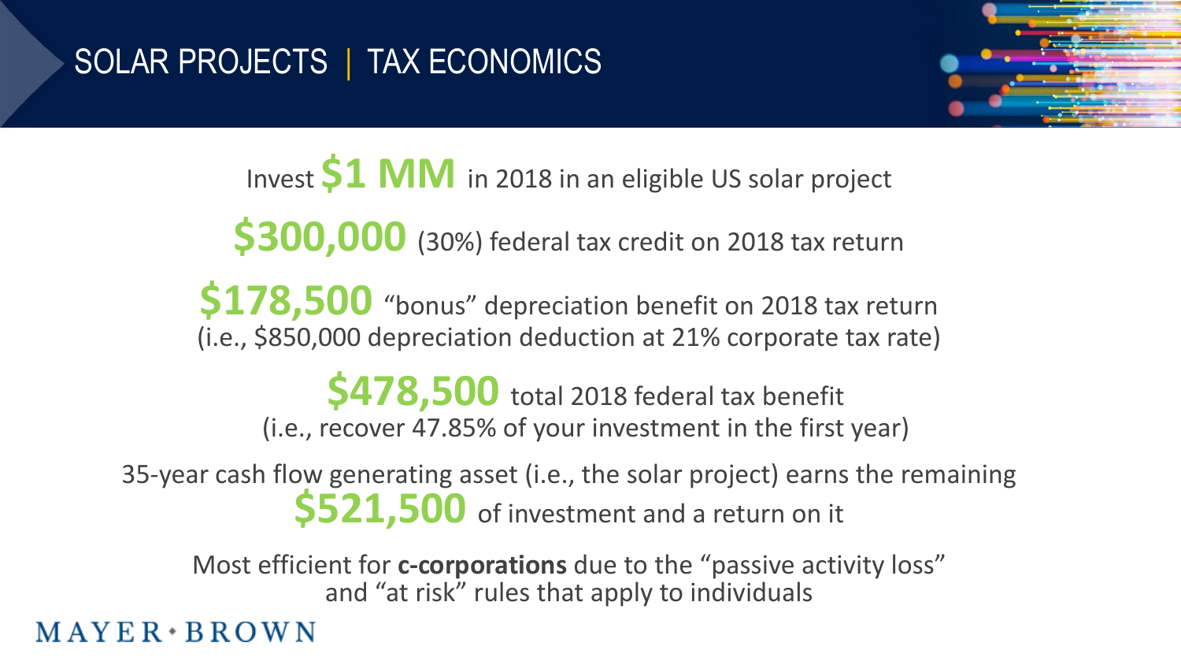# SOLAR PROJECTS | TAX ECONOMICS

Invest **$1 MM** in 2018 in an eligible US solar project

**$300,000** (30%) federal tax credit on 2018 tax return

**$178,500** "bonus" depreciation benefit on 2018 tax return
(i.e., $850,000 depreciation deduction at 21% corporate tax rate)

**$478,500** total 2018 federal tax benefit
(i.e., recover 47.85% of your investment in the first year)

35-year cash flow generating asset (i.e., the solar project) earns the remaining **$521,500** of investment and a return on it

Most efficient for **c-corporations** due to the "passive activity loss" and "at risk" rules that apply to individuals

MAYER • BROWN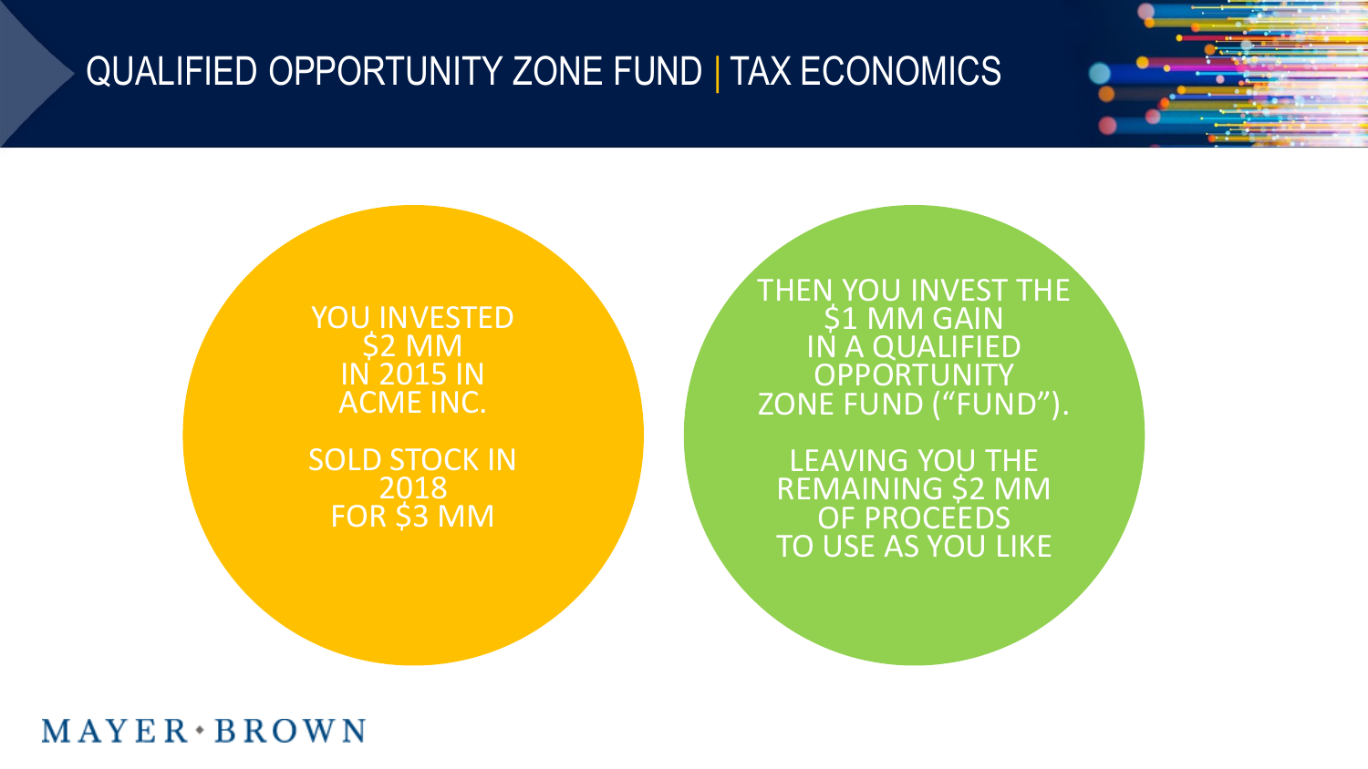# QUALIFIED OPPORTUNITY ZONE FUND | TAX ECONOMICS

YOU INVESTED
$2 MM
IN 2015 IN
ACME INC.

SOLD STOCK IN
2018
FOR $3 MM

THEN YOU INVEST THE
$1 MM GAIN
IN A QUALIFIED
OPPORTUNITY
ZONE FUND (“FUND”).

LEAVING YOU THE
REMAINING $2 MM
OF PROCEEDS
TO USE AS YOU LIKE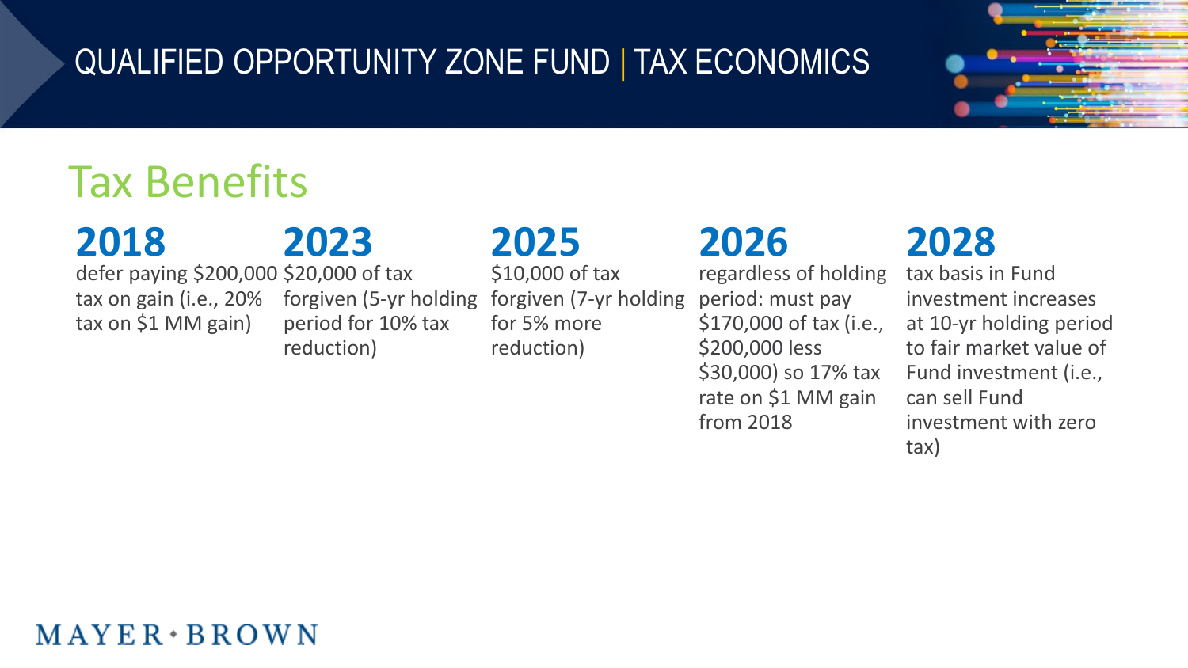# QUALIFIED OPPORTUNITY ZONE FUND | TAX ECONOMICS

## Tax Benefits

### 2018
defer paying $200,000 tax on gain (i.e., 20% tax on $1 MM gain)

### 2023
$20,000 of tax forgiven (5-yr holding period for 10% tax reduction)

### 2025
$10,000 of tax forgiven (7-yr holding for 5% more reduction)

### 2026
regardless of holding period: must pay $170,000 of tax (i.e., $200,000 less $30,000) so 17% tax rate on $1 MM gain from 2018

### 2028
tax basis in Fund investment increases at 10-yr holding period to fair market value of Fund investment (i.e., can sell Fund investment with zero tax)

MAYER • BROWN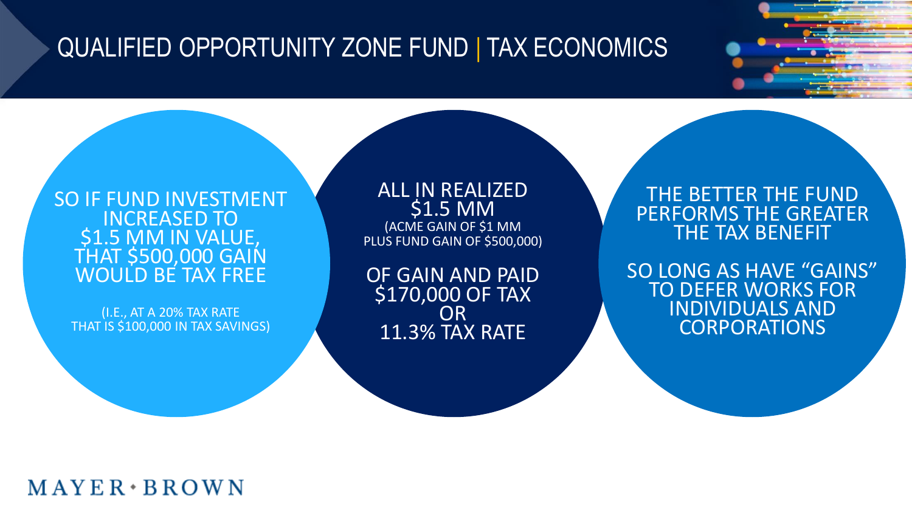# QUALIFIED OPPORTUNITY ZONE FUND | TAX ECONOMICS

SO IF FUND INVESTMENT INCREASED TO $1.5 MM IN VALUE, THAT $500,000 GAIN WOULD BE TAX FREE

(I.E., AT A 20% TAX RATE THAT IS $100,000 IN TAX SAVINGS)

ALL IN REALIZED $1.5 MM

(ACME GAIN OF $1 MM PLUS FUND GAIN OF $500,000)

OF GAIN AND PAID $170,000 OF TAX OR 11.3% TAX RATE

THE BETTER THE FUND PERFORMS THE GREATER THE TAX BENEFIT

SO LONG AS HAVE “GAINS” TO DEFER WORKS FOR INDIVIDUALS AND CORPORATIONS

MAYER • BROWN